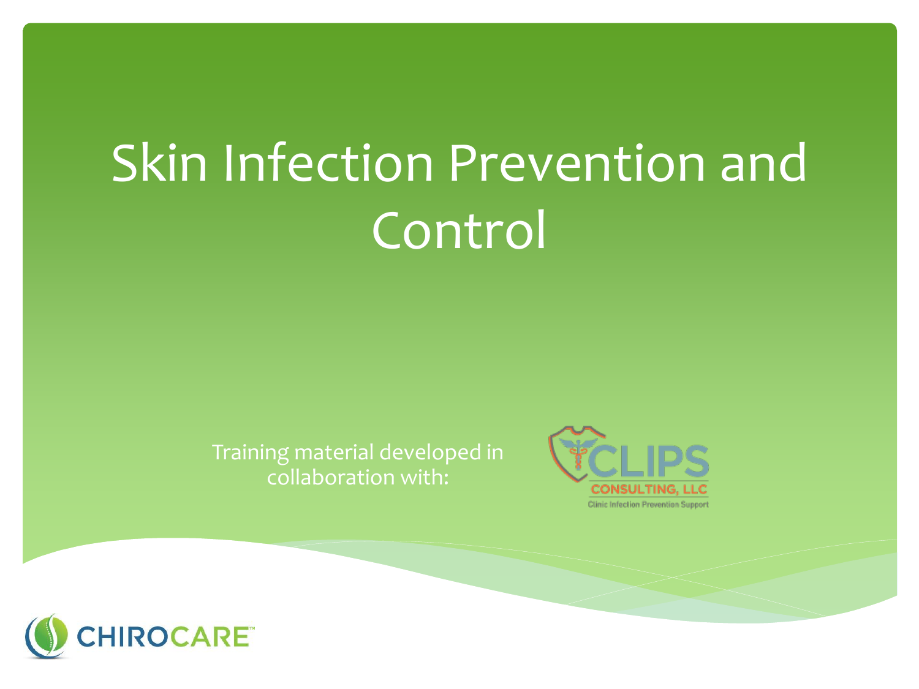# Skin Infection Prevention and Control

Training material developed in collaboration with:

CLIPS CONSULTING, LLC

Clinic Infection Prevention Support

CHIROCARE™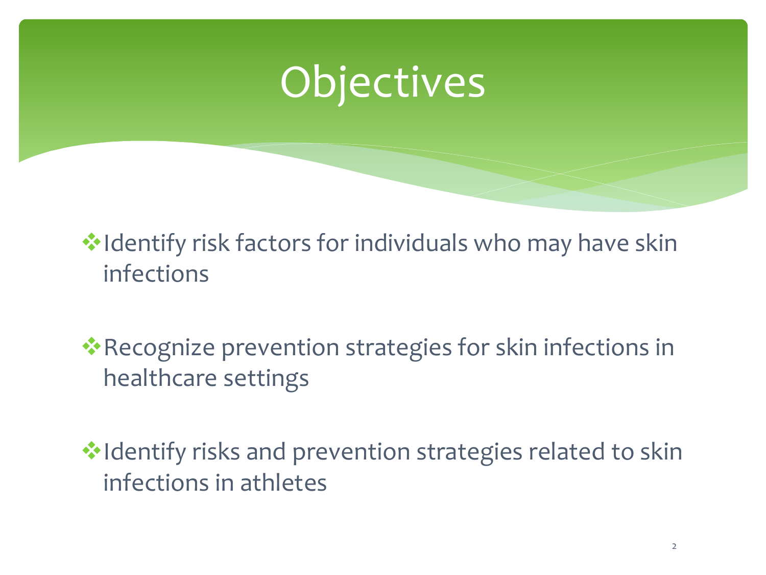# Objectives

- Identify risk factors for individuals who may have skin infections
- Recognize prevention strategies for skin infections in healthcare settings
- Identify risks and prevention strategies related to skin infections in athletes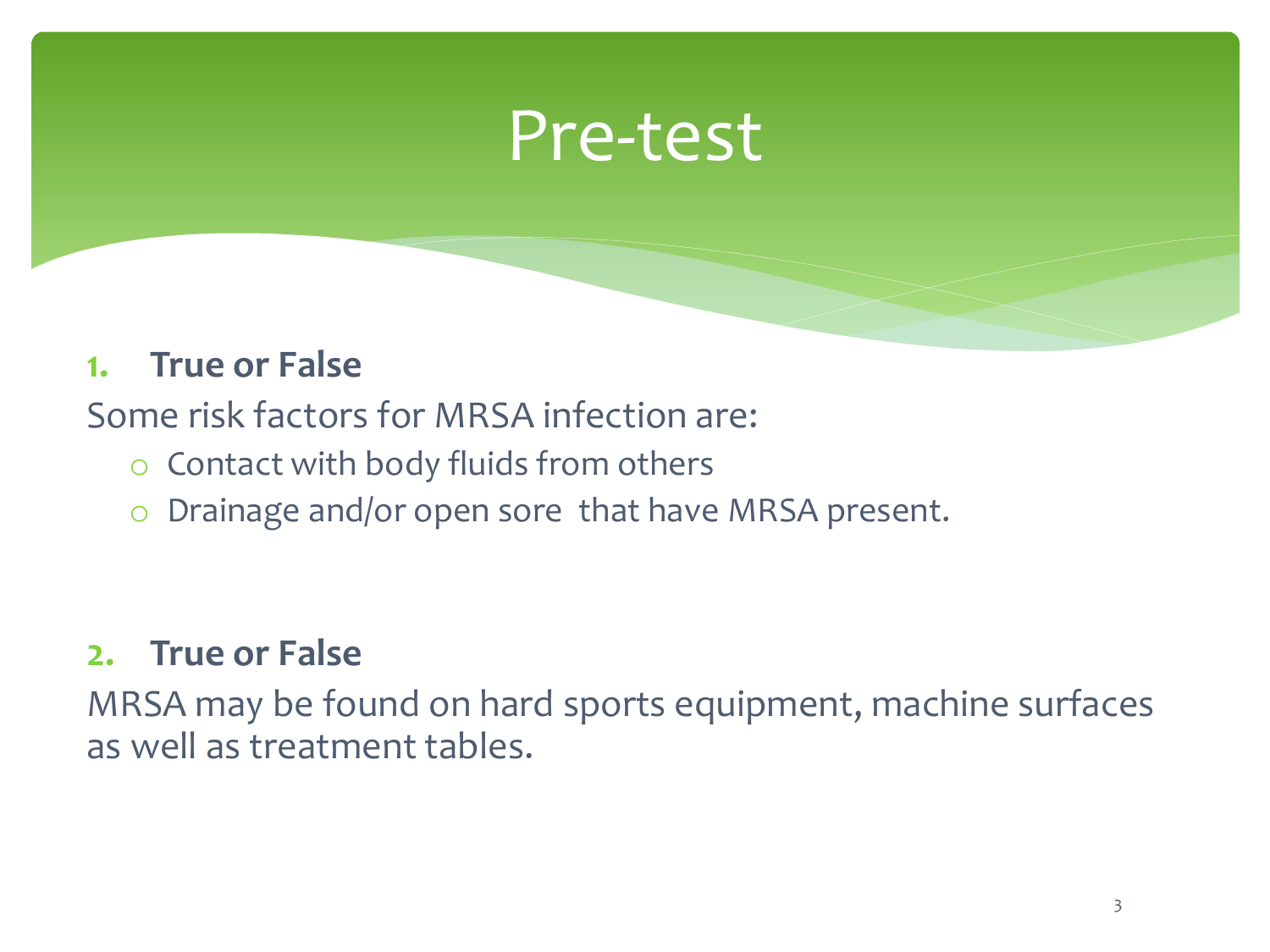# Pre-test

1. **True or False**

Some risk factors for MRSA infection are:

- Contact with body fluids from others
- Drainage and/or open sore  that have MRSA present.

2. **True or False**

MRSA may be found on hard sports equipment, machine surfaces as well as treatment tables.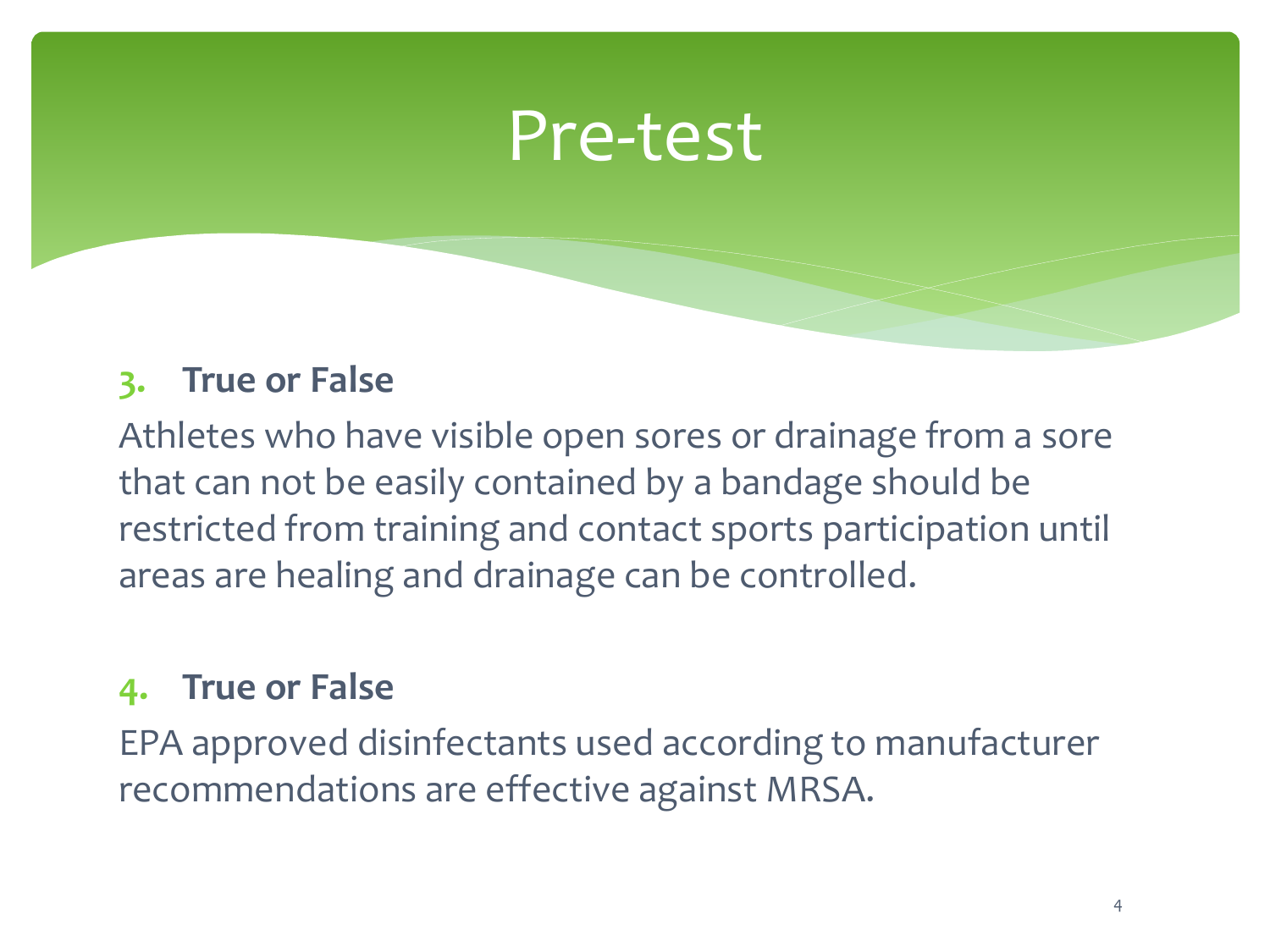# Pre-test

3. **True or False**

Athletes who have visible open sores or drainage from a sore that can not be easily contained by a bandage should be restricted from training and contact sports participation until areas are healing and drainage can be controlled.

4. **True or False**

EPA approved disinfectants used according to manufacturer recommendations are effective against MRSA.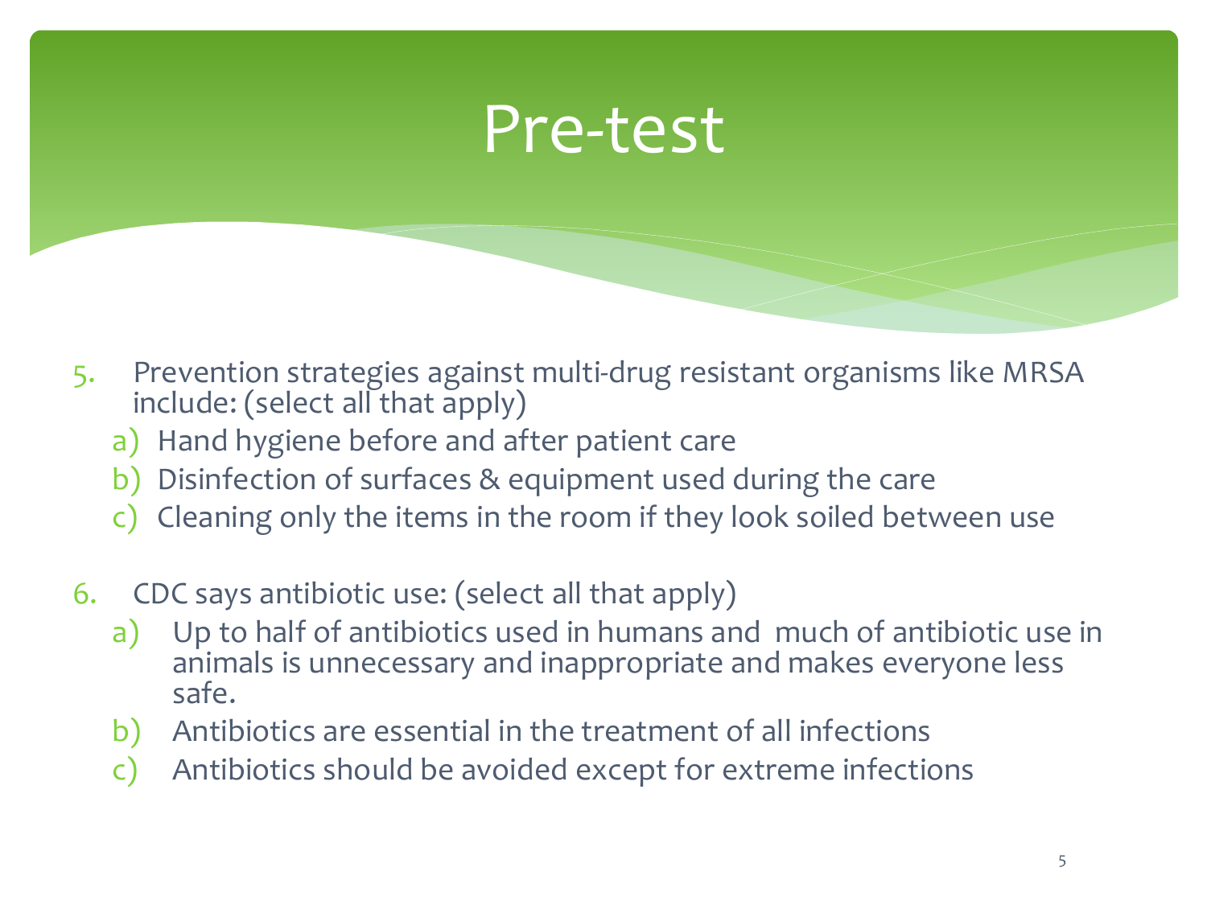# Pre-test

5. Prevention strategies against multi-drug resistant organisms like MRSA include: (select all that apply)
   a) Hand hygiene before and after patient care
   b) Disinfection of surfaces & equipment used during the care
   c) Cleaning only the items in the room if they look soiled between use

6. CDC says antibiotic use: (select all that apply)
   a) Up to half of antibiotics used in humans and much of antibiotic use in animals is unnecessary and inappropriate and makes everyone less safe.
   b) Antibiotics are essential in the treatment of all infections
   c) Antibiotics should be avoided except for extreme infections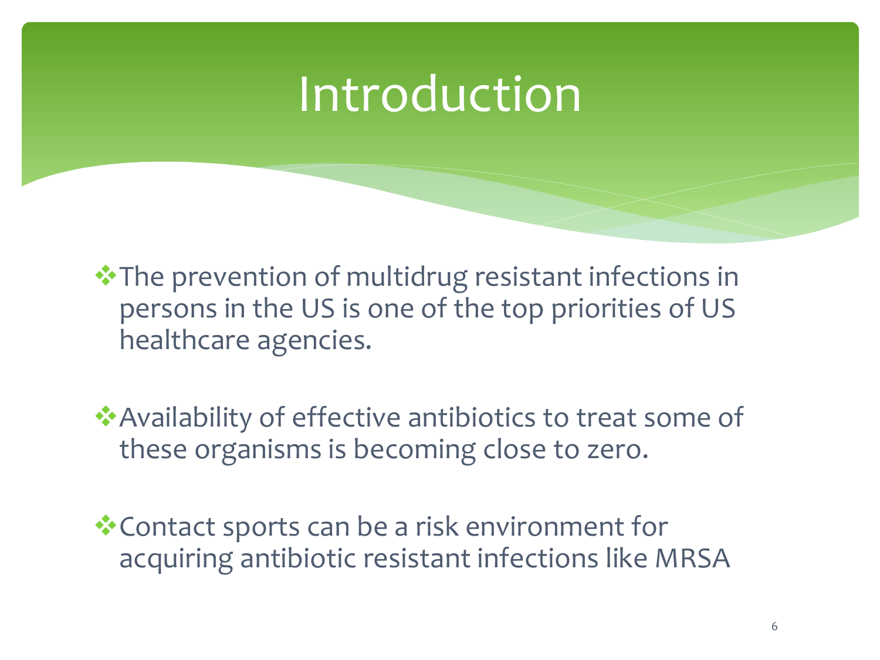# Introduction

- The prevention of multidrug resistant infections in persons in the US is one of the top priorities of US healthcare agencies.

- Availability of effective antibiotics to treat some of these organisms is becoming close to zero.

- Contact sports can be a risk environment for acquiring antibiotic resistant infections like MRSA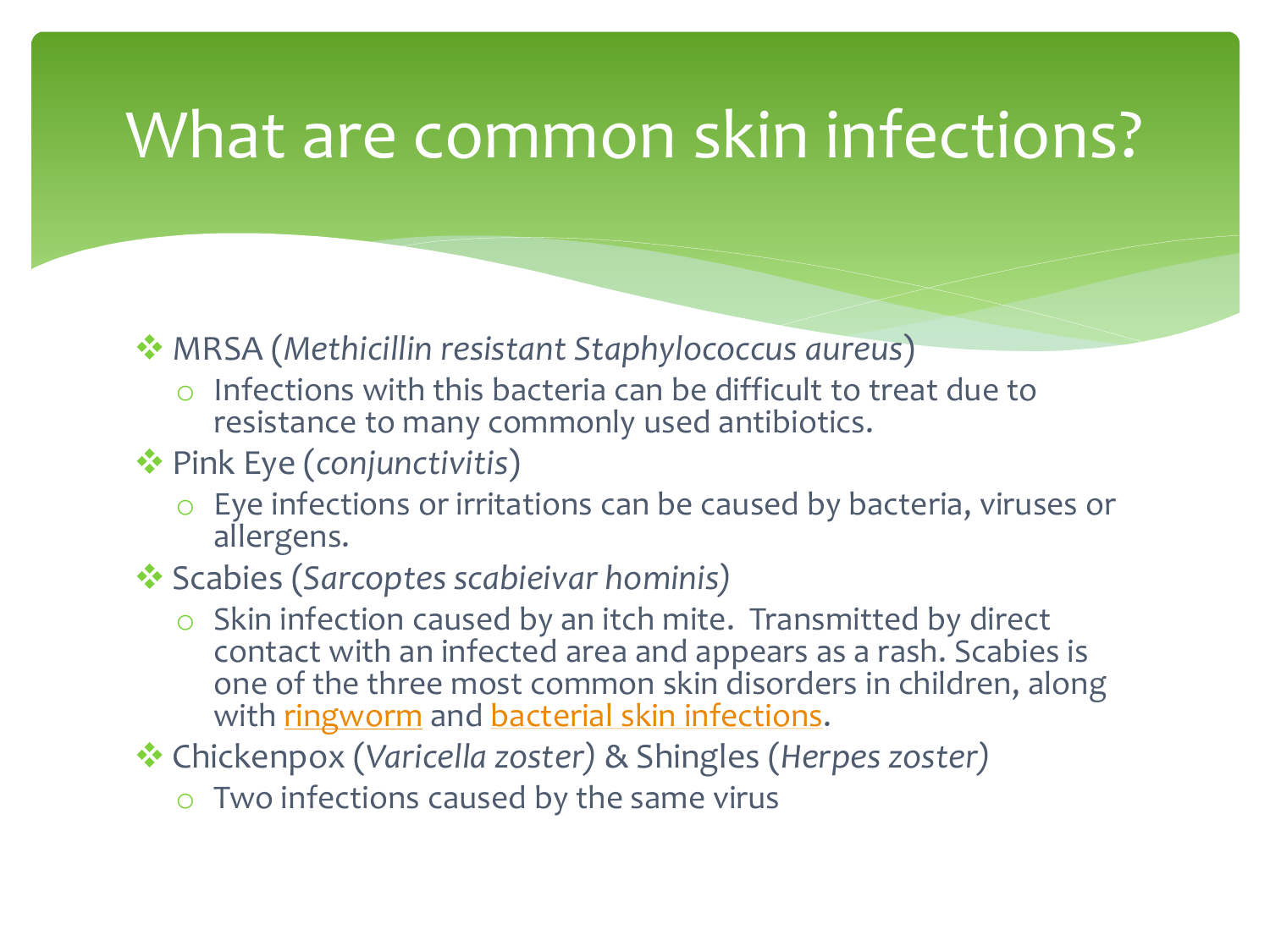# What are common skin infections?

- MRSA (*Methicillin resistant Staphylococcus aureus*)
  - Infections with this bacteria can be difficult to treat due to resistance to many commonly used antibiotics.
- Pink Eye (*conjunctivitis*)
  - Eye infections or irritations can be caused by bacteria, viruses or allergens.
- Scabies (*Sarcoptes scabieivar hominis*)
  - Skin infection caused by an itch mite. Transmitted by direct contact with an infected area and appears as a rash. Scabies is one of the three most common skin disorders in children, along with ringworm and bacterial skin infections.
- Chickenpox (*Varicella zoster*) & Shingles (*Herpes zoster*)
  - Two infections caused by the same virus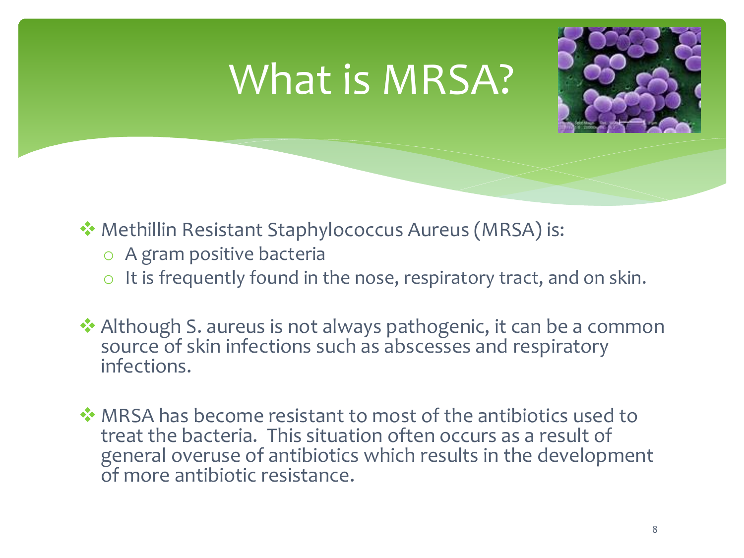# What is MRSA?

- Methillin Resistant Staphylococcus Aureus (MRSA) is:
  - A gram positive bacteria
  - It is frequently found in the nose, respiratory tract, and on skin.

- Although S. aureus is not always pathogenic, it can be a common source of skin infections such as abscesses and respiratory infections.

- MRSA has become resistant to most of the antibiotics used to treat the bacteria. This situation often occurs as a result of general overuse of antibiotics which results in the development of more antibiotic resistance.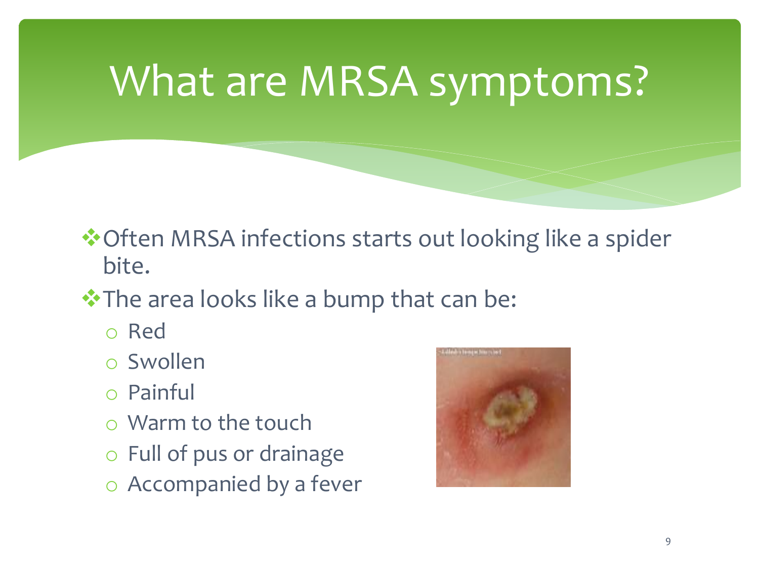# What are MRSA symptoms?

- Often MRSA infections starts out looking like a spider bite.
- The area looks like a bump that can be:
  - Red
  - Swollen
  - Painful
  - Warm to the touch
  - Full of pus or drainage
  - Accompanied by a fever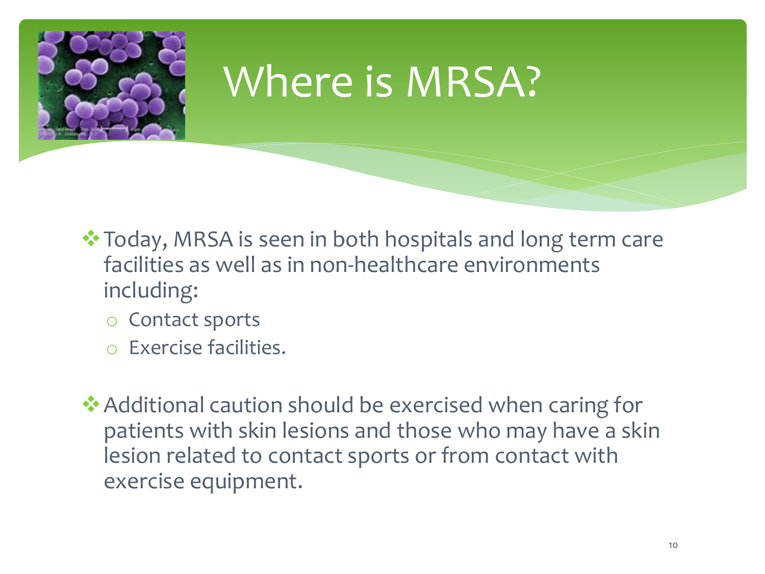# Where is MRSA?

- Today, MRSA is seen in both hospitals and long term care facilities as well as in non-healthcare environments including:
  - Contact sports
  - Exercise facilities.

- Additional caution should be exercised when caring for patients with skin lesions and those who may have a skin lesion related to contact sports or from contact with exercise equipment.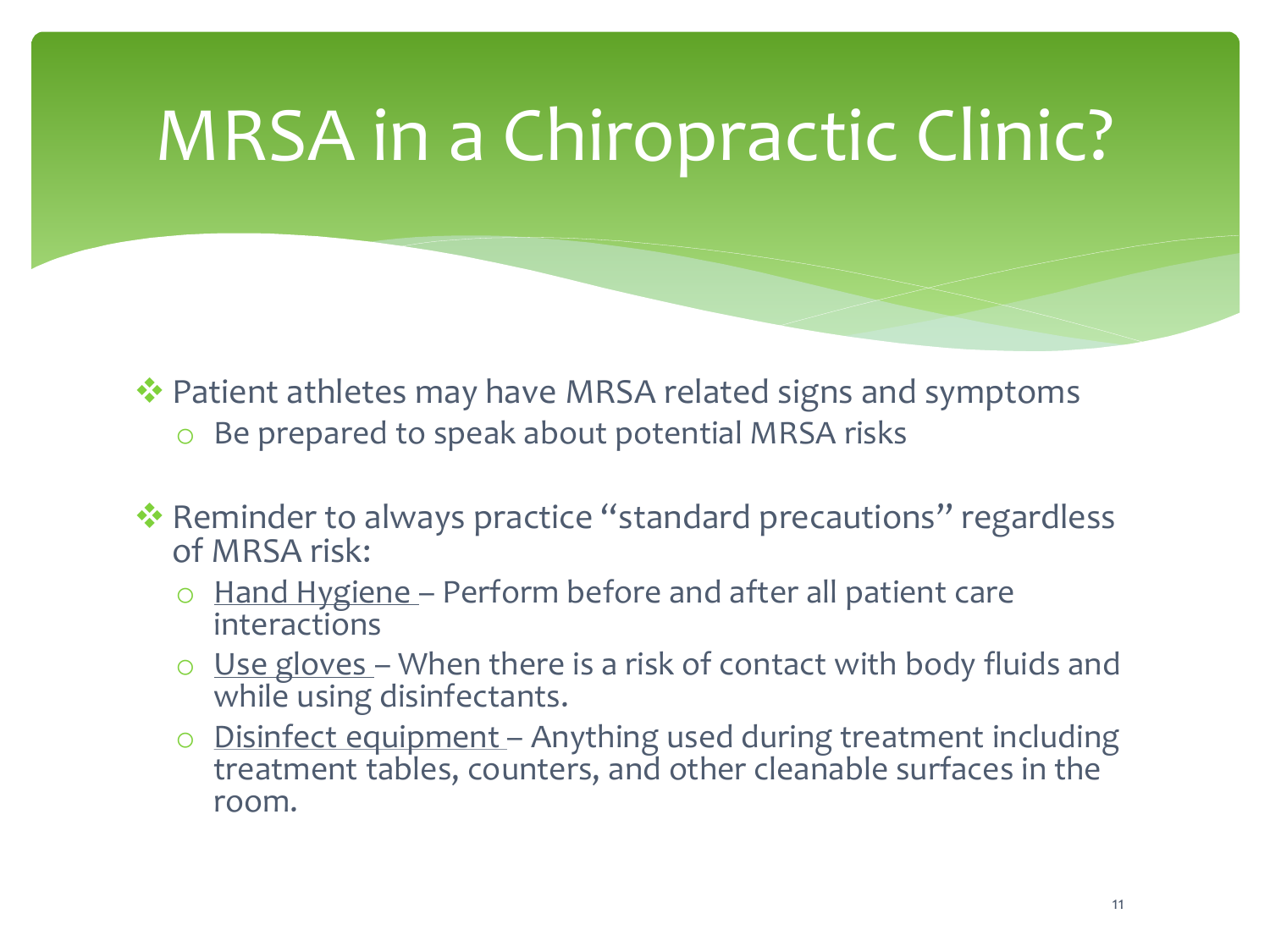# MRSA in a Chiropractic Clinic?

- Patient athletes may have MRSA related signs and symptoms
  - Be prepared to speak about potential MRSA risks

- Reminder to always practice "standard precautions" regardless of MRSA risk:
  - Hand Hygiene – Perform before and after all patient care interactions
  - Use gloves – When there is a risk of contact with body fluids and while using disinfectants.
  - Disinfect equipment – Anything used during treatment including treatment tables, counters, and other cleanable surfaces in the room.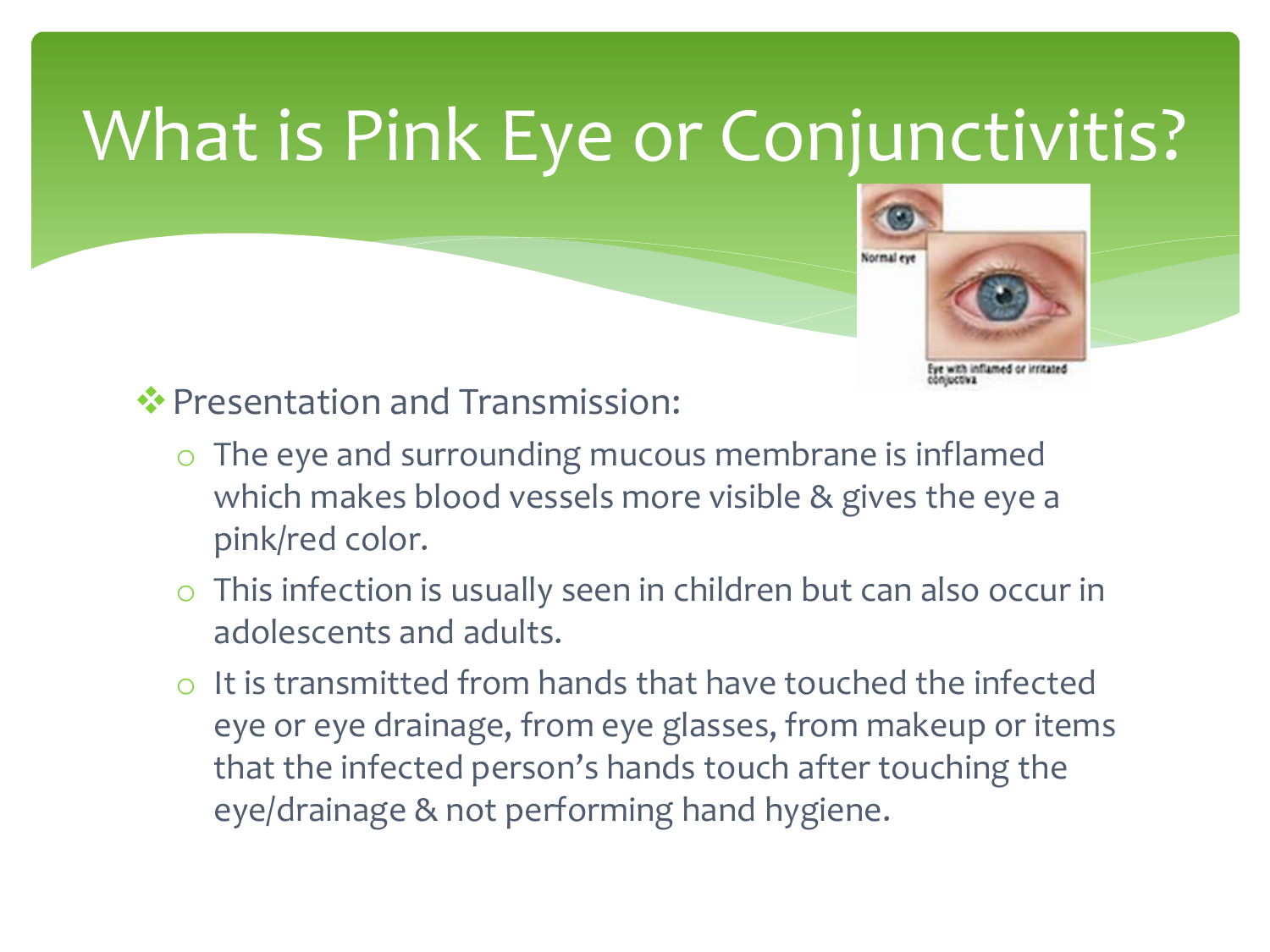# What is Pink Eye or Conjunctivitis?

- Presentation and Transmission:
  - The eye and surrounding mucous membrane is inflamed which makes blood vessels more visible & gives the eye a pink/red color.
  - This infection is usually seen in children but can also occur in adolescents and adults.
  - It is transmitted from hands that have touched the infected eye or eye drainage, from eye glasses, from makeup or items that the infected person's hands touch after touching the eye/drainage & not performing hand hygiene.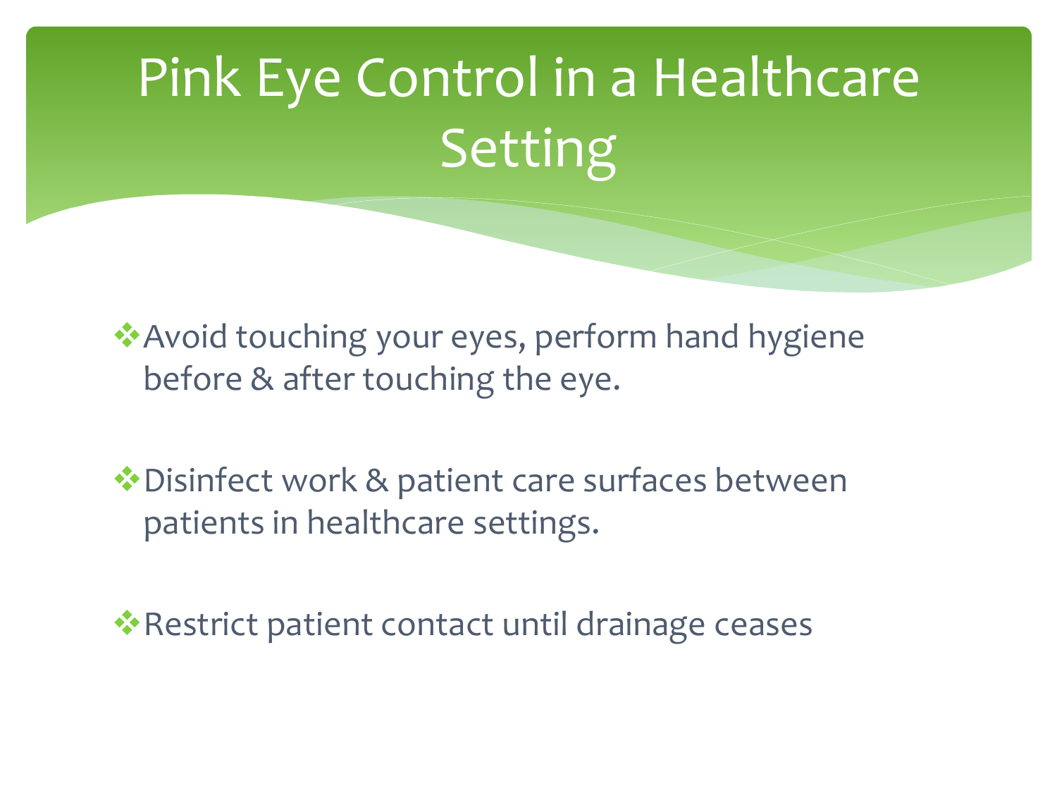# Pink Eye Control in a Healthcare Setting

- Avoid touching your eyes, perform hand hygiene before & after touching the eye.
- Disinfect work & patient care surfaces between patients in healthcare settings.
- Restrict patient contact until drainage ceases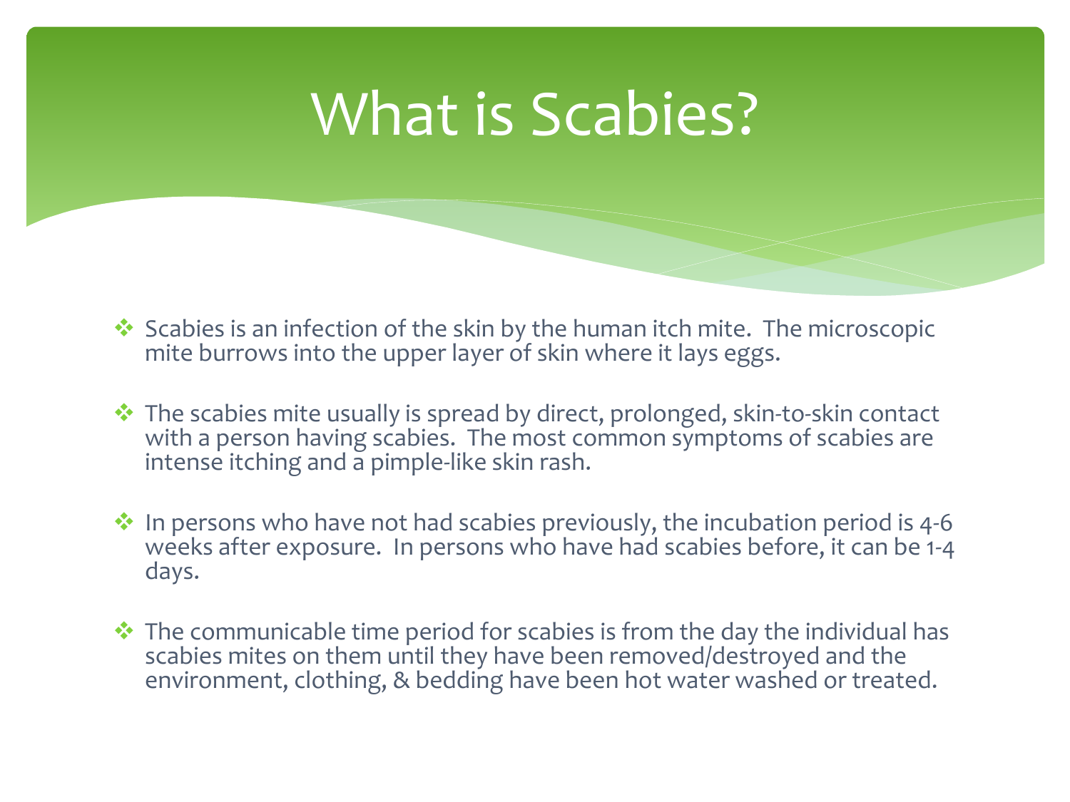# What is Scabies?

- Scabies is an infection of the skin by the human itch mite. The microscopic mite burrows into the upper layer of skin where it lays eggs.

- The scabies mite usually is spread by direct, prolonged, skin-to-skin contact with a person having scabies. The most common symptoms of scabies are intense itching and a pimple-like skin rash.

- In persons who have not had scabies previously, the incubation period is 4-6 weeks after exposure. In persons who have had scabies before, it can be 1-4 days.

- The communicable time period for scabies is from the day the individual has scabies mites on them until they have been removed/destroyed and the environment, clothing, & bedding have been hot water washed or treated.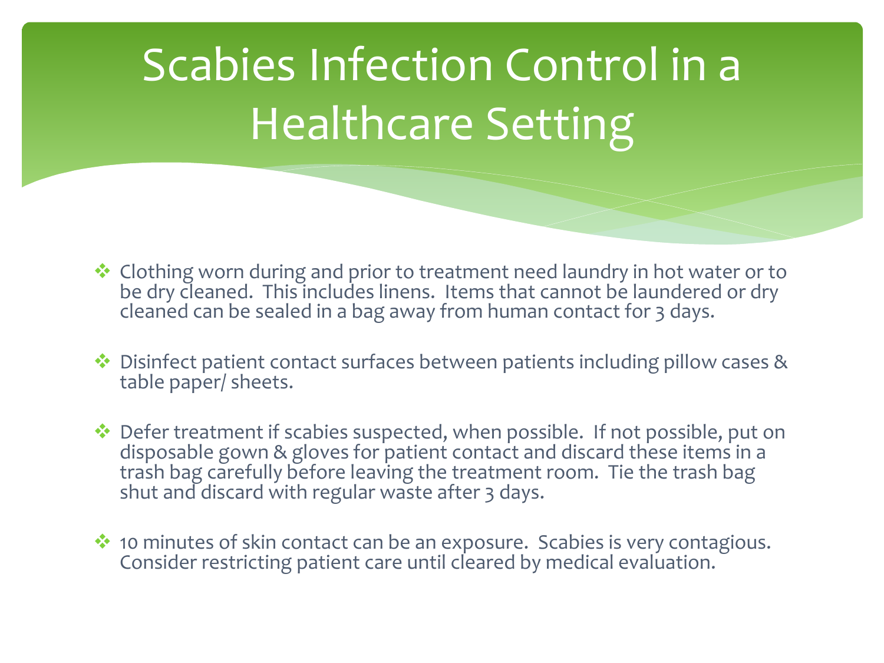# Scabies Infection Control in a Healthcare Setting

- Clothing worn during and prior to treatment need laundry in hot water or to be dry cleaned. This includes linens. Items that cannot be laundered or dry cleaned can be sealed in a bag away from human contact for 3 days.

- Disinfect patient contact surfaces between patients including pillow cases & table paper/ sheets.

- Defer treatment if scabies suspected, when possible. If not possible, put on disposable gown & gloves for patient contact and discard these items in a trash bag carefully before leaving the treatment room. Tie the trash bag shut and discard with regular waste after 3 days.

- 10 minutes of skin contact can be an exposure. Scabies is very contagious. Consider restricting patient care until cleared by medical evaluation.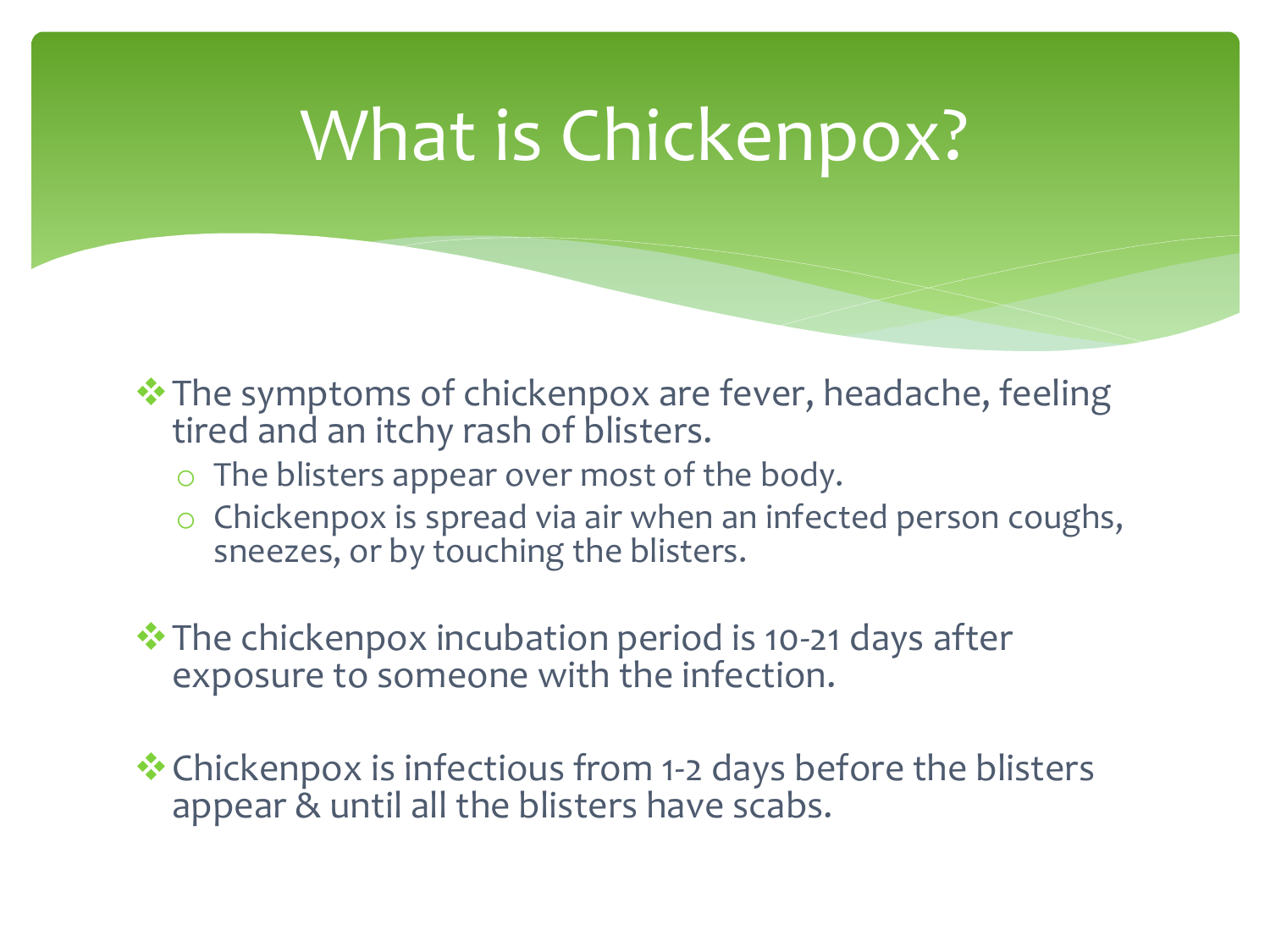# What is Chickenpox?

- The symptoms of chickenpox are fever, headache, feeling tired and an itchy rash of blisters.
  - The blisters appear over most of the body.
  - Chickenpox is spread via air when an infected person coughs, sneezes, or by touching the blisters.

- The chickenpox incubation period is 10-21 days after exposure to someone with the infection.

- Chickenpox is infectious from 1-2 days before the blisters appear & until all the blisters have scabs.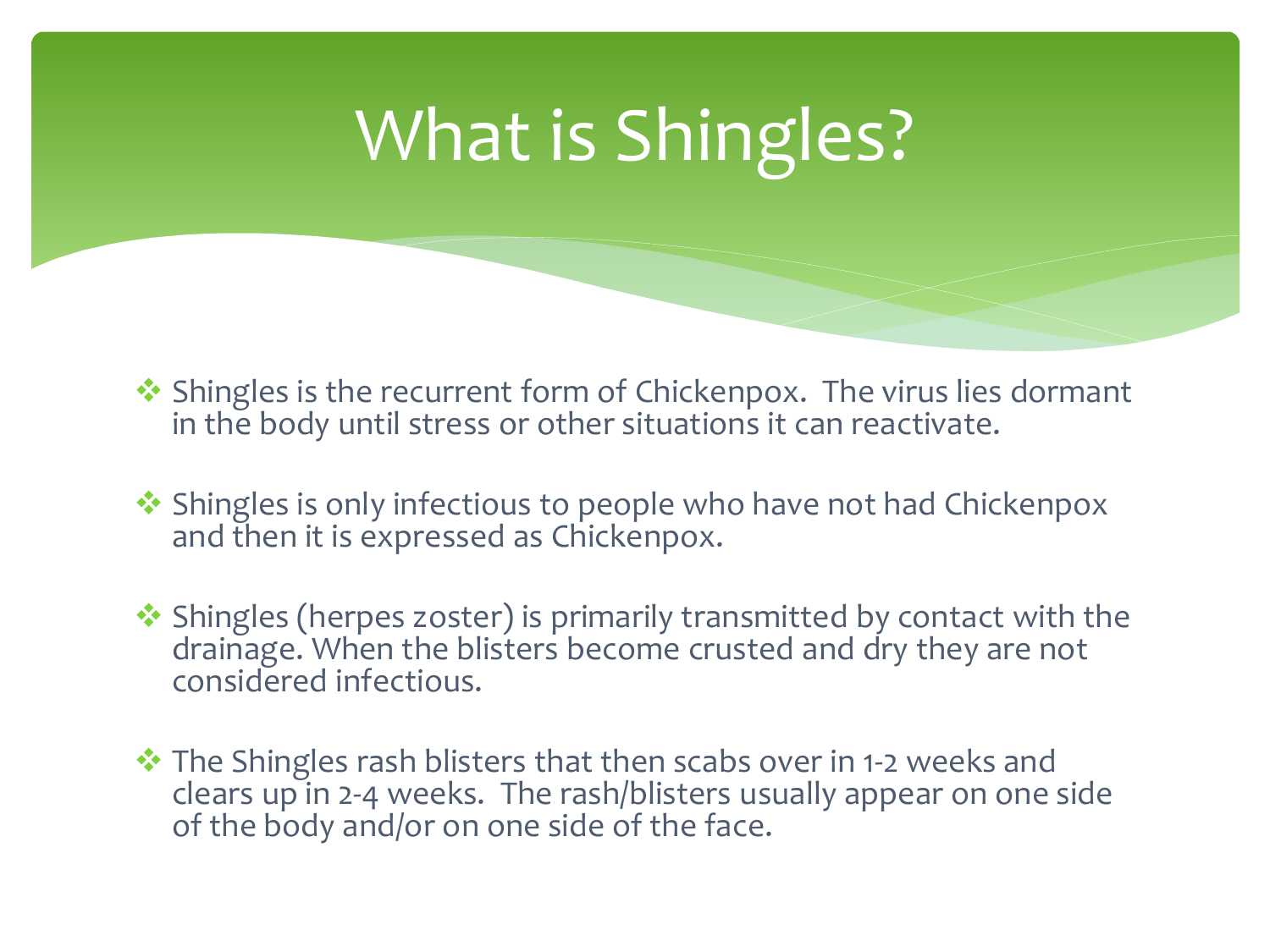# What is Shingles?

- Shingles is the recurrent form of Chickenpox. The virus lies dormant in the body until stress or other situations it can reactivate.

- Shingles is only infectious to people who have not had Chickenpox and then it is expressed as Chickenpox.

- Shingles (herpes zoster) is primarily transmitted by contact with the drainage. When the blisters become crusted and dry they are not considered infectious.

- The Shingles rash blisters that then scabs over in 1-2 weeks and clears up in 2-4 weeks. The rash/blisters usually appear on one side of the body and/or on one side of the face.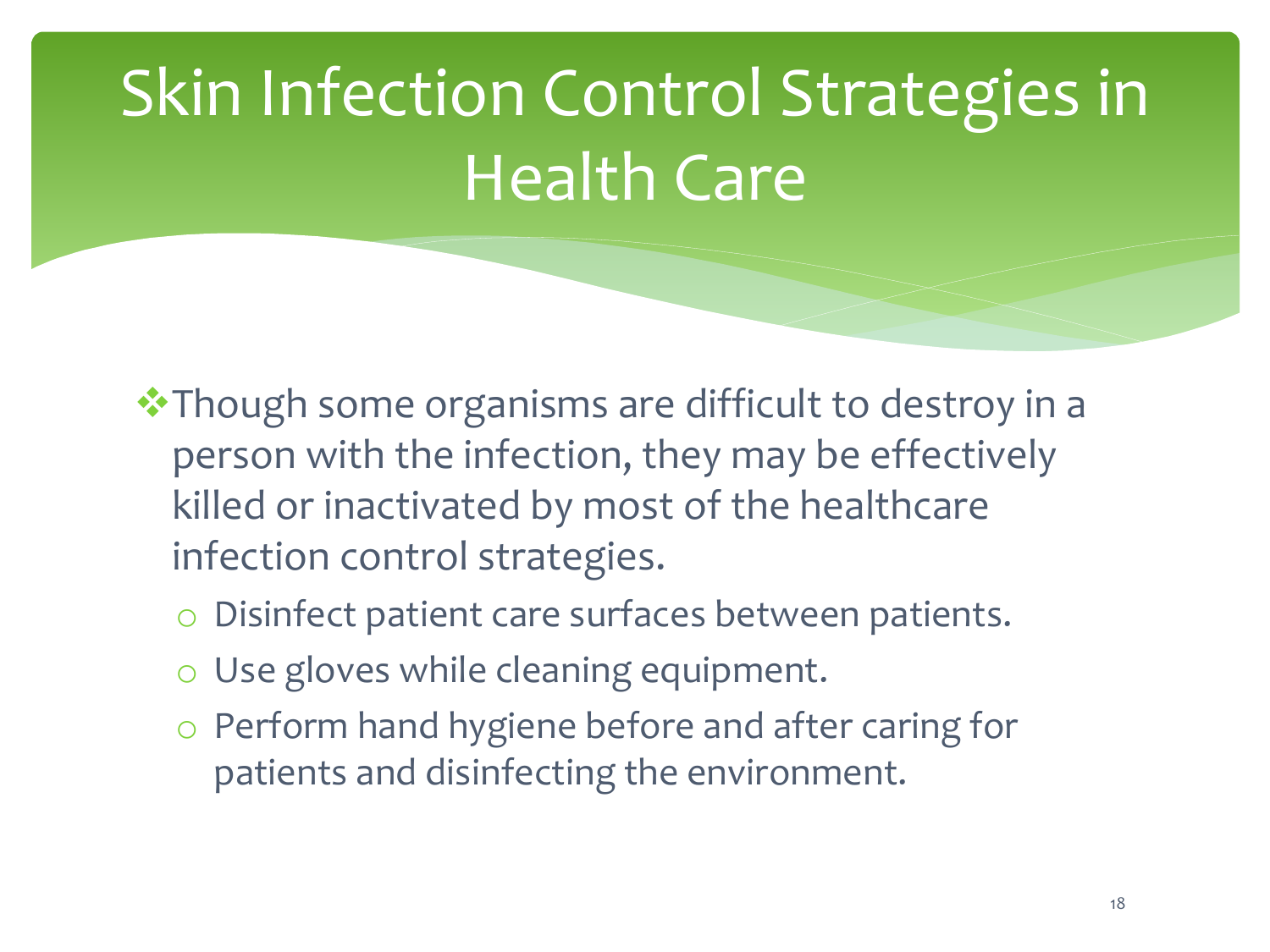# Skin Infection Control Strategies in Health Care

- Though some organisms are difficult to destroy in a person with the infection, they may be effectively killed or inactivated by most of the healthcare infection control strategies.
  - Disinfect patient care surfaces between patients.
  - Use gloves while cleaning equipment.
  - Perform hand hygiene before and after caring for patients and disinfecting the environment.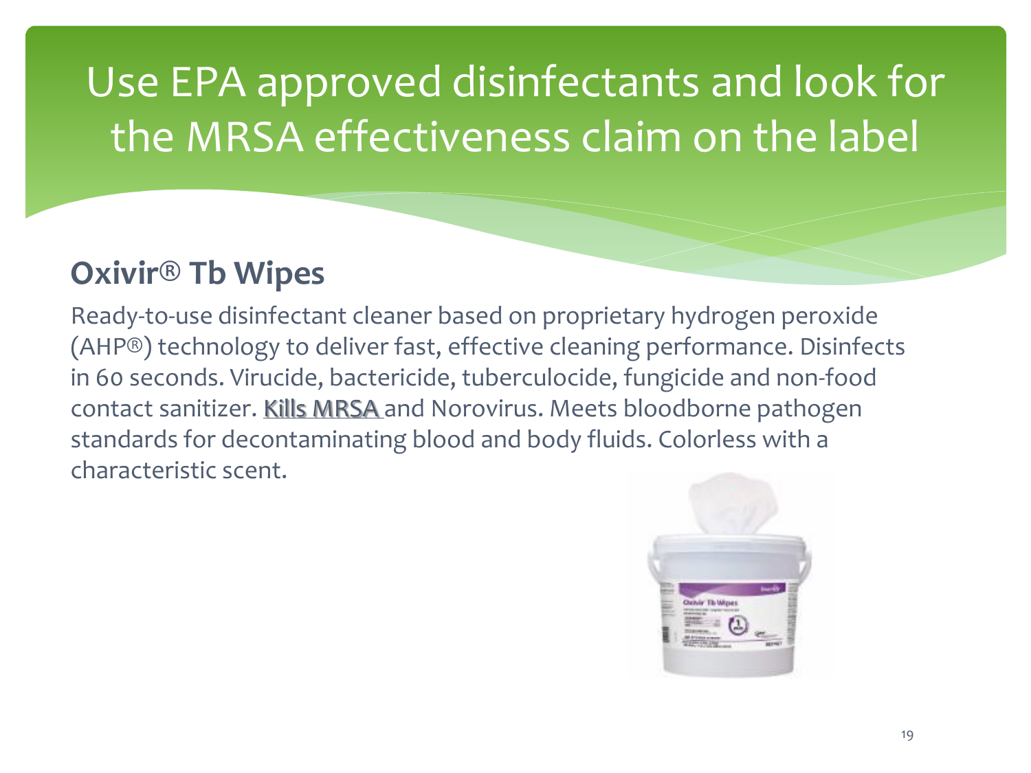# Use EPA approved disinfectants and look for the MRSA effectiveness claim on the label

## Oxivir® Tb Wipes

Ready-to-use disinfectant cleaner based on proprietary hydrogen peroxide (AHP®) technology to deliver fast, effective cleaning performance. Disinfects in 60 seconds. Virucide, bactericide, tuberculocide, fungicide and non-food contact sanitizer. Kills MRSA and Norovirus. Meets bloodborne pathogen standards for decontaminating blood and body fluids. Colorless with a characteristic scent.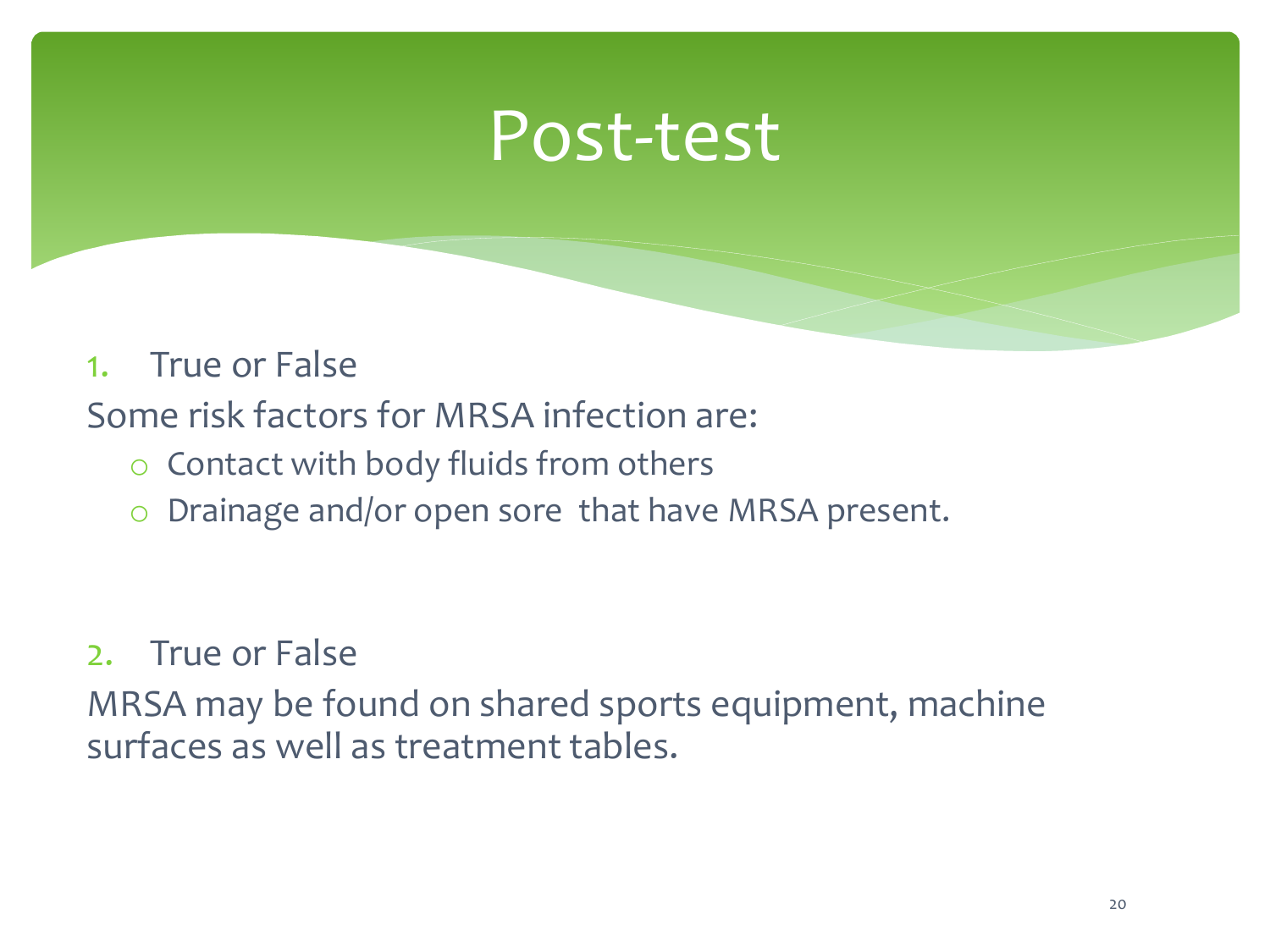# Post-test

1. True or False

Some risk factors for MRSA infection are:

- Contact with body fluids from others
- Drainage and/or open sore  that have MRSA present.

2. True or False

MRSA may be found on shared sports equipment, machine surfaces as well as treatment tables.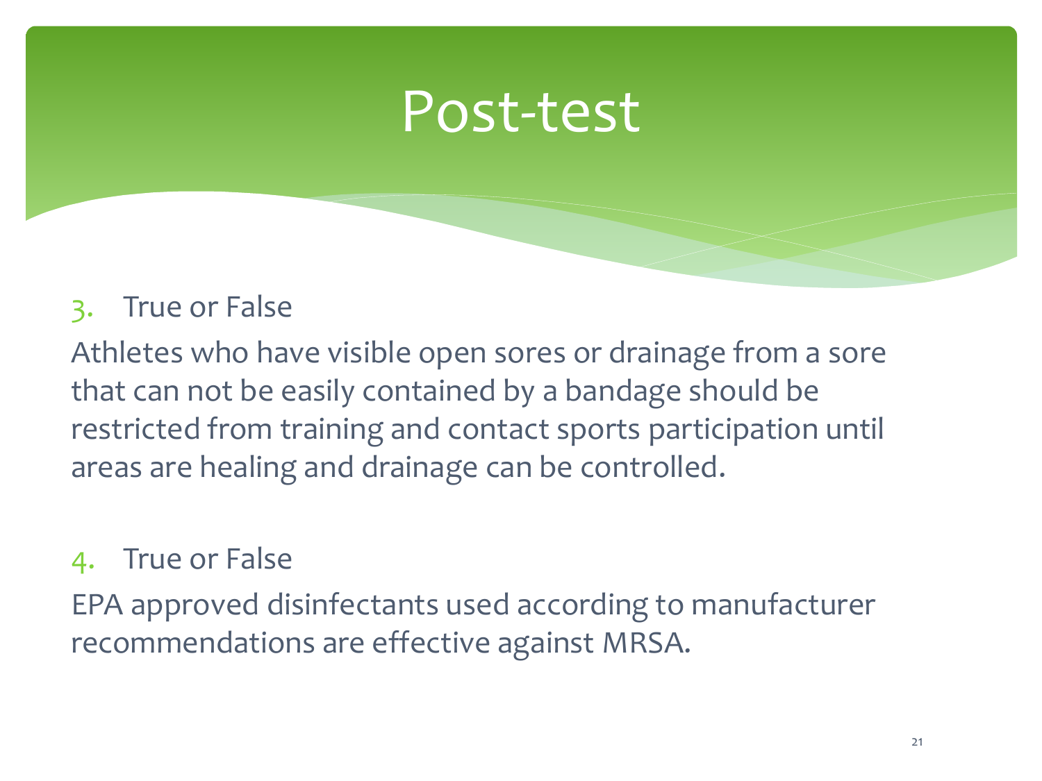# Post-test

3. True or False

Athletes who have visible open sores or drainage from a sore that can not be easily contained by a bandage should be restricted from training and contact sports participation until areas are healing and drainage can be controlled.

4. True or False

EPA approved disinfectants used according to manufacturer recommendations are effective against MRSA.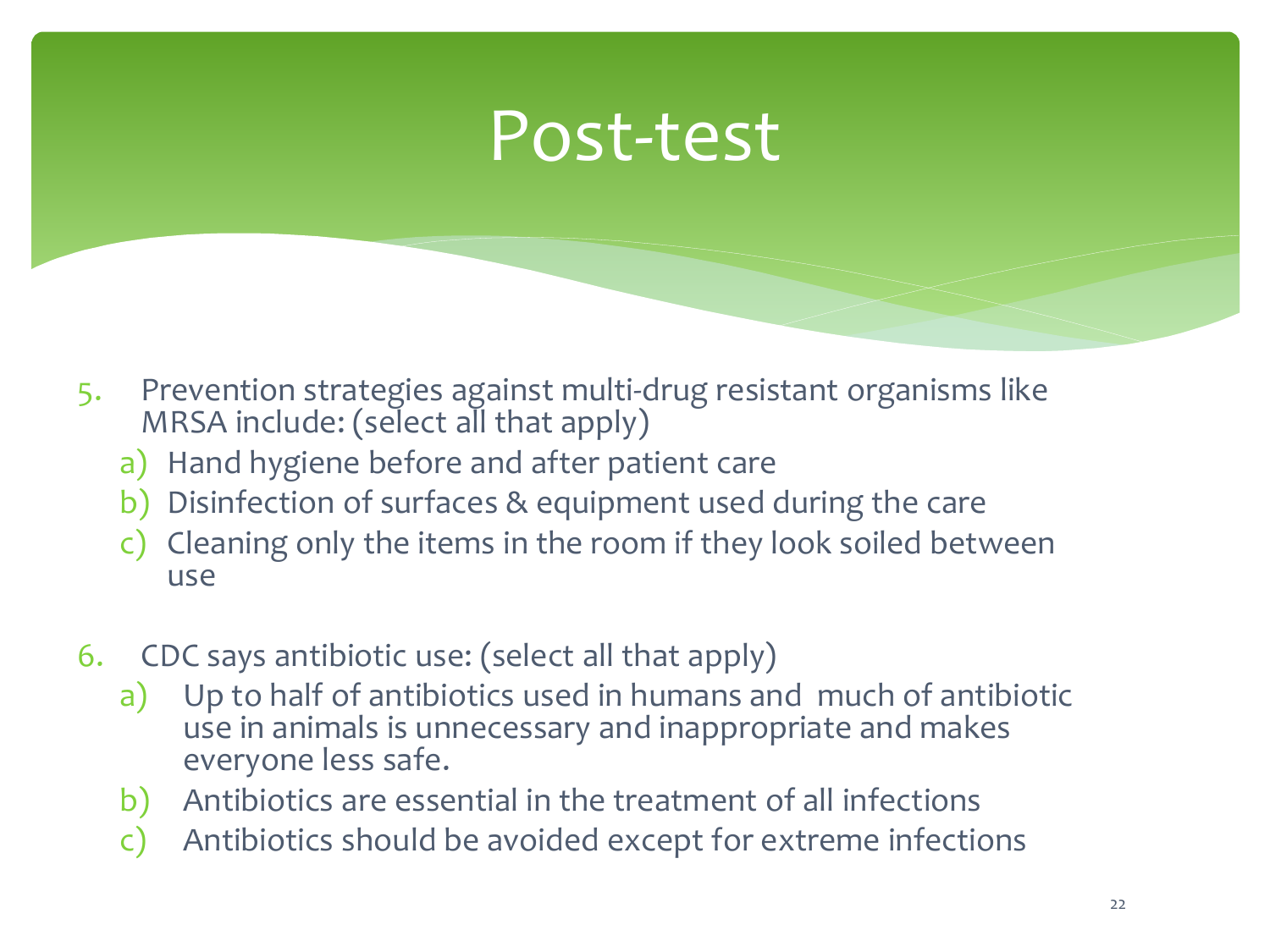# Post-test

5. Prevention strategies against multi-drug resistant organisms like MRSA include: (select all that apply)
   a) Hand hygiene before and after patient care
   b) Disinfection of surfaces & equipment used during the care
   c) Cleaning only the items in the room if they look soiled between use

6. CDC says antibiotic use: (select all that apply)
   a) Up to half of antibiotics used in humans and much of antibiotic use in animals is unnecessary and inappropriate and makes everyone less safe.
   b) Antibiotics are essential in the treatment of all infections
   c) Antibiotics should be avoided except for extreme infections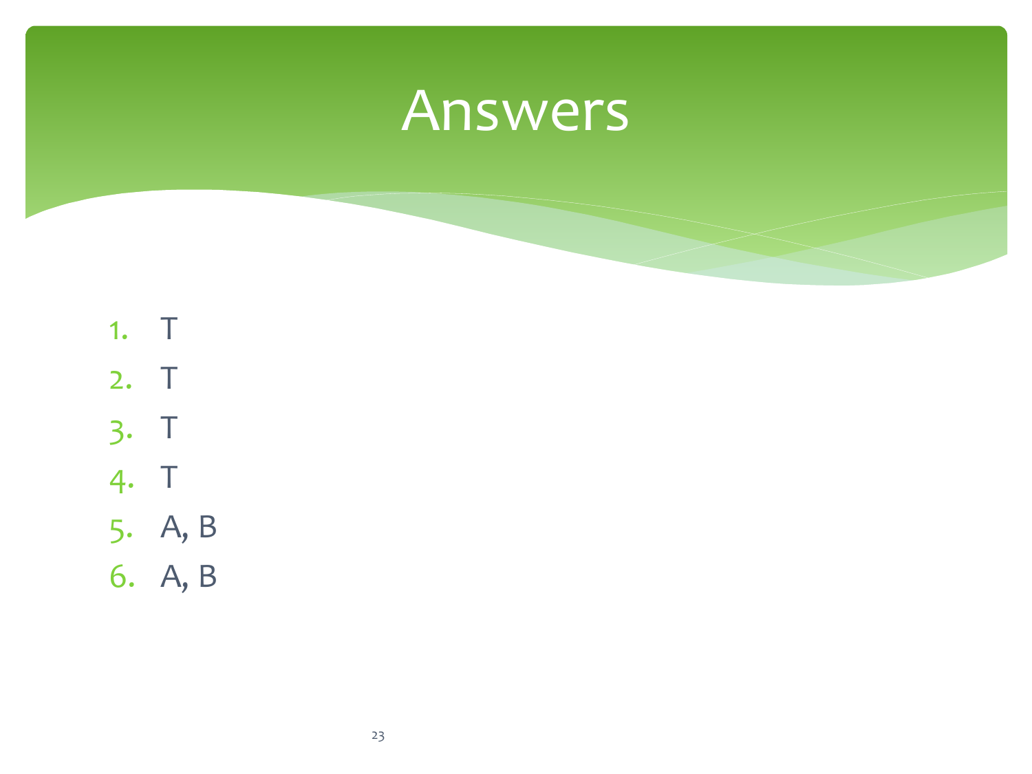# Answers

1. T
2. T
3. T
4. T
5. A, B
6. A, B